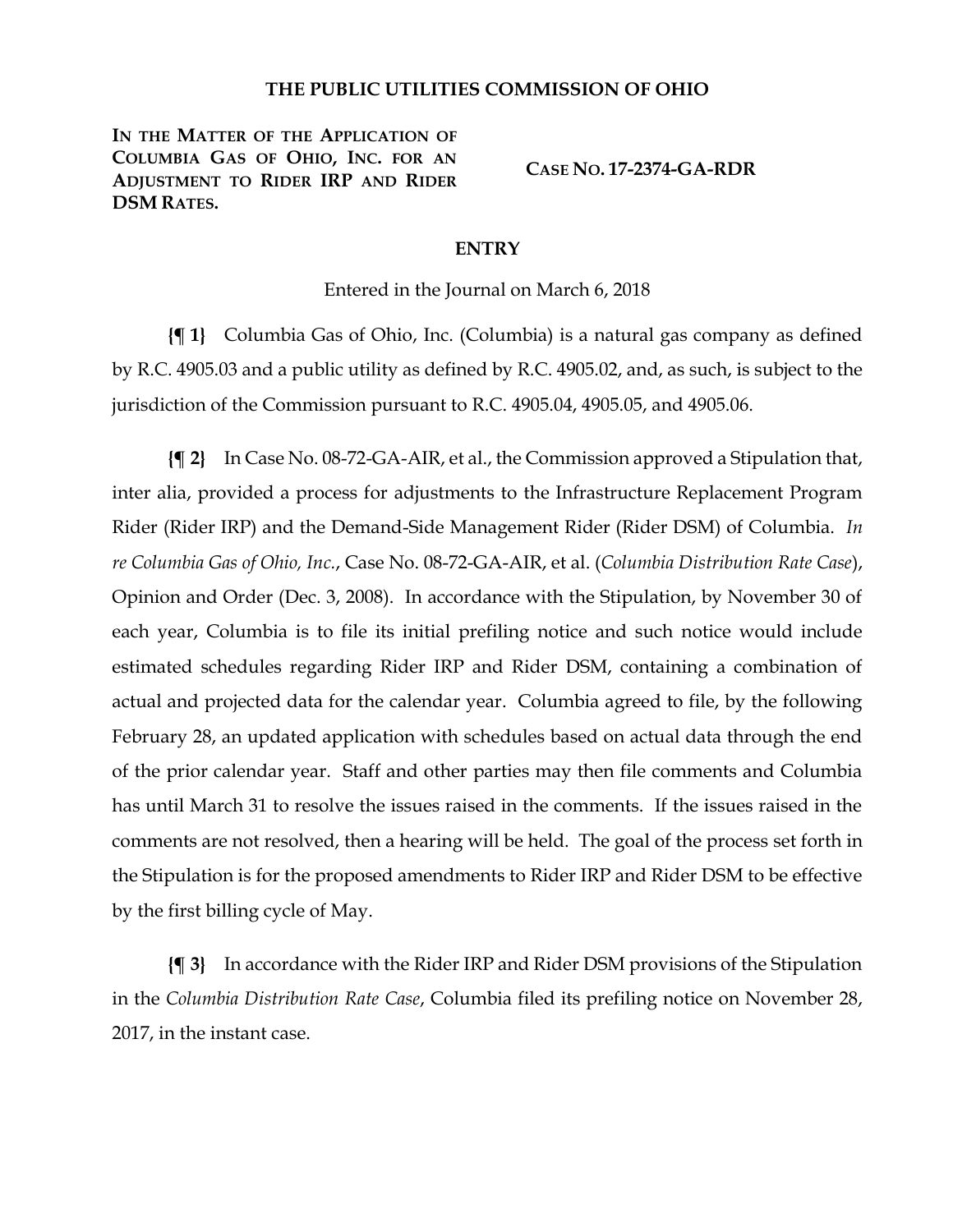# THE PUBLIC UTILITIES COMMISSION OF OHIO

**IN THE MATTER OF THE APPLICATION OF COLUMBIA GAS OF OHIO, INC. FOR AN ADJUSTMENT TO RIDER IRP AND RIDER DSM RATES.**

**CASE NO. 17-2374-GA-RDR**

## ENTRY

Entered in the Journal on March 6, 2018

**{¶ 1}** Columbia Gas of Ohio, Inc. (Columbia) is a natural gas company as defined by R.C. 4905.03 and a public utility as defined by R.C. 4905.02, and, as such, is subject to the jurisdiction of the Commission pursuant to R.C. 4905.04, 4905.05, and 4905.06.

**{¶ 2}** In Case No. 08-72-GA-AIR, et al., the Commission approved a Stipulation that, inter alia, provided a process for adjustments to the Infrastructure Replacement Program Rider (Rider IRP) and the Demand-Side Management Rider (Rider DSM) of Columbia. *In re Columbia Gas of Ohio, Inc.*, Case No. 08-72-GA-AIR, et al. (*Columbia Distribution Rate Case*), Opinion and Order (Dec. 3, 2008). In accordance with the Stipulation, by November 30 of each year, Columbia is to file its initial prefiling notice and such notice would include estimated schedules regarding Rider IRP and Rider DSM, containing a combination of actual and projected data for the calendar year. Columbia agreed to file, by the following February 28, an updated application with schedules based on actual data through the end of the prior calendar year. Staff and other parties may then file comments and Columbia has until March 31 to resolve the issues raised in the comments. If the issues raised in the comments are not resolved, then a hearing will be held. The goal of the process set forth in the Stipulation is for the proposed amendments to Rider IRP and Rider DSM to be effective by the first billing cycle of May.

**{¶ 3}** In accordance with the Rider IRP and Rider DSM provisions of the Stipulation in the *Columbia Distribution Rate Case*, Columbia filed its prefiling notice on November 28, 2017, in the instant case.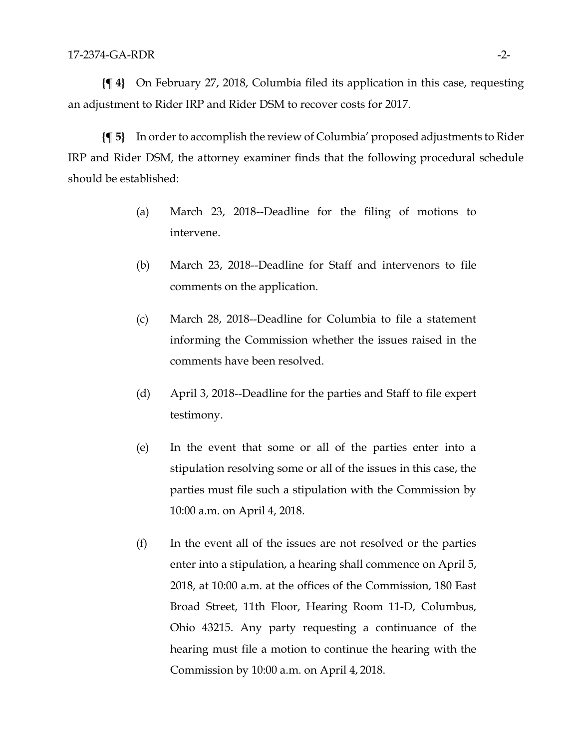**{¶ 4}** On February 27, 2018, Columbia filed its application in this case, requesting an adjustment to Rider IRP and Rider DSM to recover costs for 2017.

**{¶ 5}** In order to accomplish the review of Columbia' proposed adjustments to Rider IRP and Rider DSM, the attorney examiner finds that the following procedural schedule should be established:

(a) March 23, 2018--Deadline for the filing of motions to intervene.

(b) March 23, 2018--Deadline for Staff and intervenors to file comments on the application.

(c) March 28, 2018--Deadline for Columbia to file a statement informing the Commission whether the issues raised in the comments have been resolved.

(d) April 3, 2018--Deadline for the parties and Staff to file expert testimony.

(e) In the event that some or all of the parties enter into a stipulation resolving some or all of the issues in this case, the parties must file such a stipulation with the Commission by 10:00 a.m. on April 4, 2018.

(f) In the event all of the issues are not resolved or the parties enter into a stipulation, a hearing shall commence on April 5, 2018, at 10:00 a.m. at the offices of the Commission, 180 East Broad Street, 11th Floor, Hearing Room 11-D, Columbus, Ohio 43215. Any party requesting a continuance of the hearing must file a motion to continue the hearing with the Commission by 10:00 a.m. on April 4, 2018.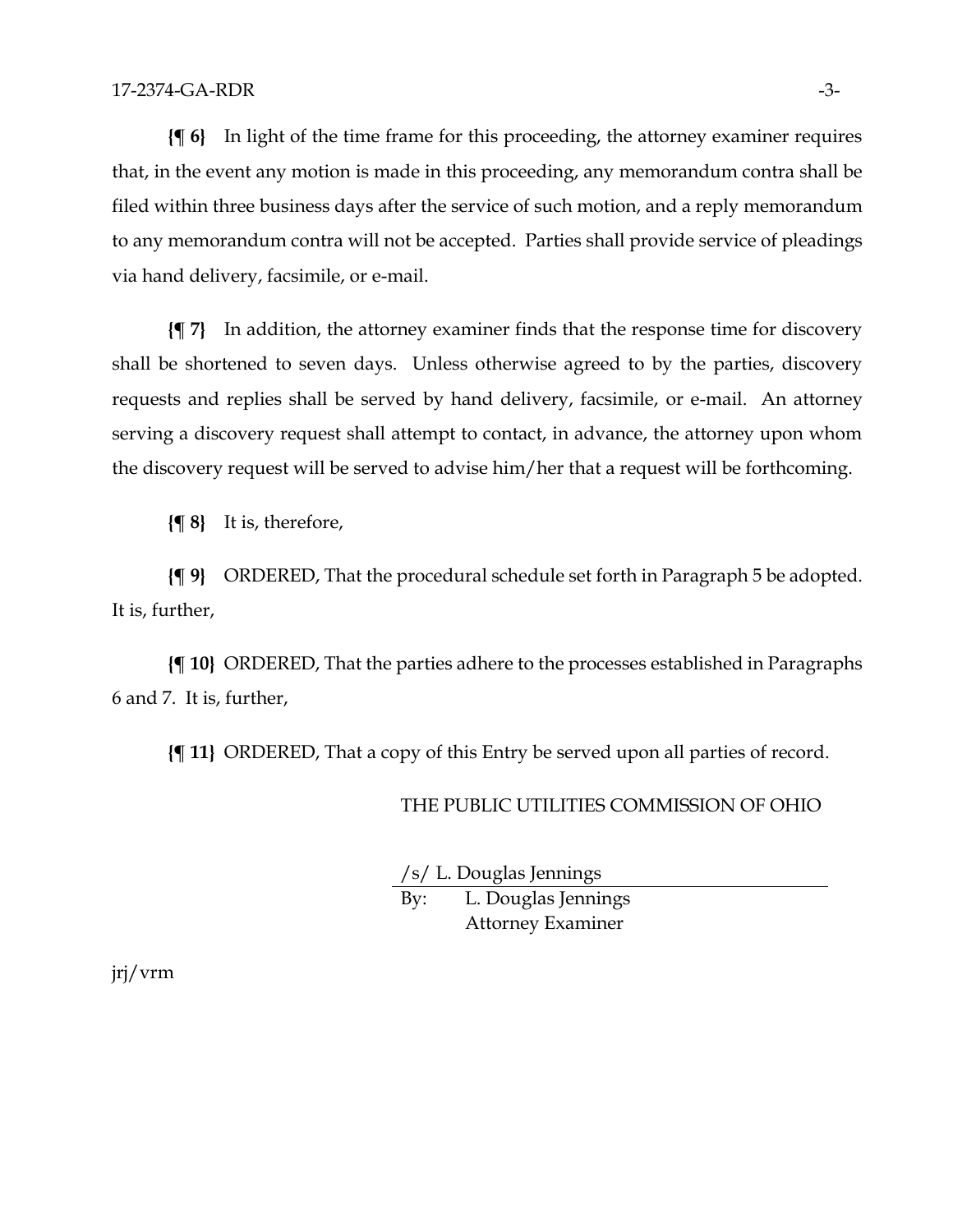**{¶ 6}** In light of the time frame for this proceeding, the attorney examiner requires that, in the event any motion is made in this proceeding, any memorandum contra shall be filed within three business days after the service of such motion, and a reply memorandum to any memorandum contra will not be accepted. Parties shall provide service of pleadings via hand delivery, facsimile, or e-mail.

**{¶ 7}** In addition, the attorney examiner finds that the response time for discovery shall be shortened to seven days. Unless otherwise agreed to by the parties, discovery requests and replies shall be served by hand delivery, facsimile, or e-mail. An attorney serving a discovery request shall attempt to contact, in advance, the attorney upon whom the discovery request will be served to advise him/her that a request will be forthcoming.

**{¶ 8}** It is, therefore,

**{¶ 9}** ORDERED, That the procedural schedule set forth in Paragraph 5 be adopted. It is, further,

**{¶ 10}** ORDERED, That the parties adhere to the processes established in Paragraphs 6 and 7. It is, further,

**{¶ 11}** ORDERED, That a copy of this Entry be served upon all parties of record.

THE PUBLIC UTILITIES COMMISSION OF OHIO

/s/ L. Douglas Jennings

By: L. Douglas Jennings
Attorney Examiner

jrj/vrm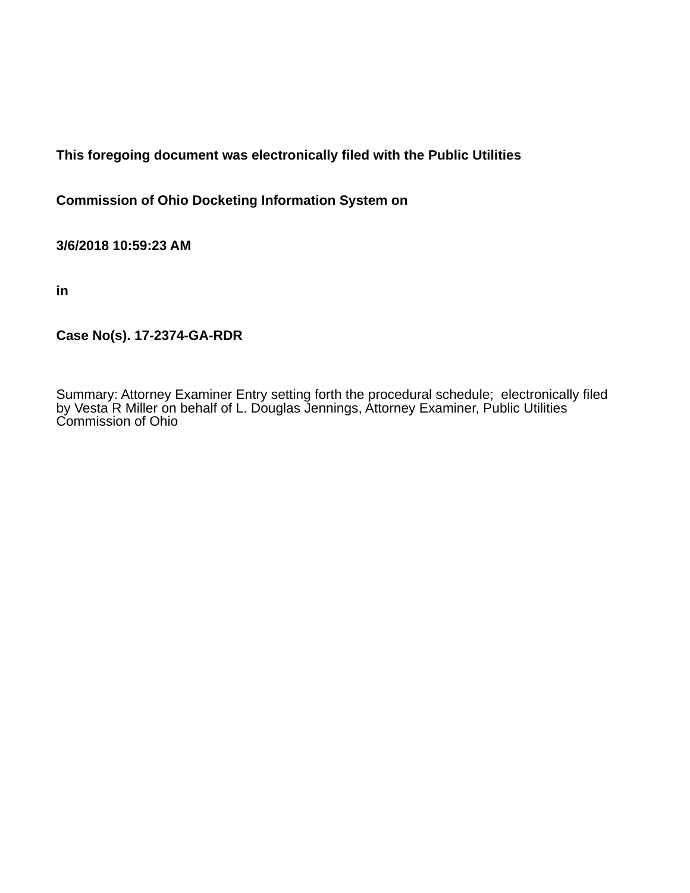**This foregoing document was electronically filed with the Public Utilities**

**Commission of Ohio Docketing Information System on**

**3/6/2018 10:59:23 AM**

**in**

**Case No(s). 17-2374-GA-RDR**

Summary: Attorney Examiner Entry setting forth the procedural schedule; electronically filed by Vesta R Miller on behalf of L. Douglas Jennings, Attorney Examiner, Public Utilities Commission of Ohio